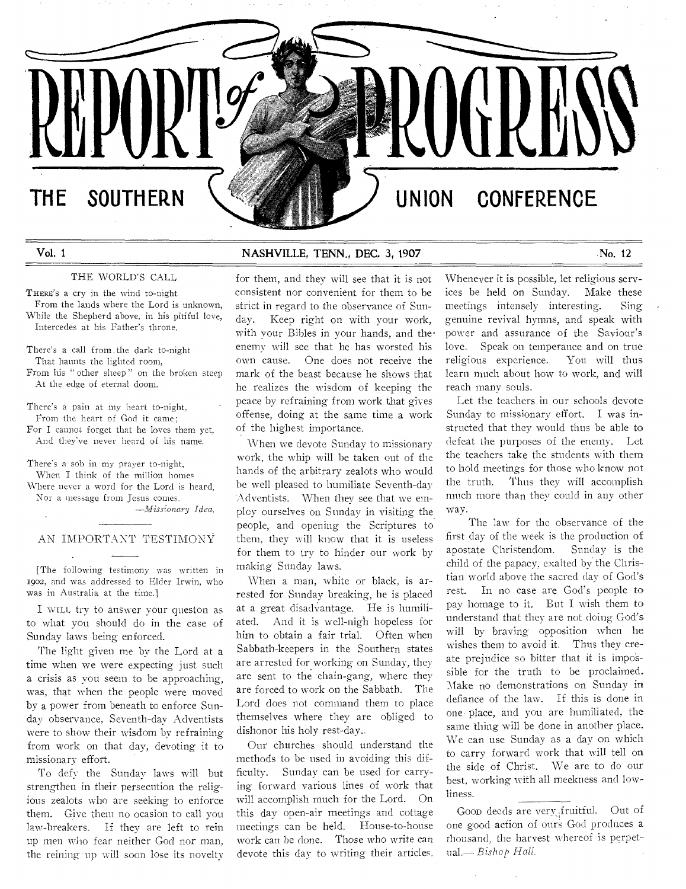# REPORT of PROGRESS

## THE SOUTHERN UNION CONFERENCE

Vol. 1 — NASHVILLE, TENN., DEC. 3, 1907 — No. 12

### THE WORLD'S CALL

THERE'S a cry in the wind to-night
  From the lands where the Lord is unknown,
While the Shepherd above, in his pitiful love,
  Intercedes at his Father's throne.

There's a call from the dark to-night
  That haunts the lighted room,
From his "other sheep" on the broken steep
  At the edge of eternal doom.

There's a pain at my heart to-night,
  From the heart of God it came;
For I cannot forget that he loves them yet,
  And they've never heard of his name.

There's a sob in my prayer to-night,
  When I think of the million homes
Where never a word for the Lord is heard,
  Nor a message from Jesus comes.

—*Missionary Idea.*

### AN IMPORTANT TESTIMONY

[The following testimony was written in 1902, and was addressed to Elder Irwin, who was in Australia at the time.]

I WILL try to answer your queston as to what you should do in the case of Sunday laws being enforced.

The light given me by the Lord at a time when we were expecting just such a crisis as you seem to be approaching, was, that when the people were moved by a power from beneath to enforce Sunday observance, Seventh-day Adventists were to show their wisdom by refraining from work on that day, devoting it to missionary effort.

To defy the Sunday laws will but strengthen in their persecution the religious zealots who are seeking to enforce them. Give them no ocasion to call you law-breakers. If they are left to rein up men who fear neither God nor man, the reining up will soon lose its novelty for them, and they will see that it is not consistent nor convenient for them to be strict in regard to the observance of Sunday. Keep right on with your work, with your Bibles in your hands, and the enemy will see that he has worsted his own cause. One does not receive the mark of the beast because he shows that he realizes the wisdom of keeping the peace by refraining from work that gives offense, doing at the same time a work of the highest importance.

When we devote Sunday to missionary work, the whip will be taken out of the hands of the arbitrary zealots who would be well pleased to humiliate Seventh-day Adventists. When they see that we employ ourselves on Sunday in visiting the people, and opening the Scriptures to them, they will know that it is useless for them to try to hinder our work by making Sunday laws.

When a man, white or black, is arrested for Sunday breaking, he is placed at a great disadvantage. He is humiliated. And it is well-nigh hopeless for him to obtain a fair trial. Often when Sabbath-keepers in the Southern states are arrested for working on Sunday, they are sent to the chain-gang, where they are forced to work on the Sabbath. The Lord does not command them to place themselves where they are obliged to dishonor his holy rest-day.

Our churches should understand the methods to be used in avoiding this difficulty. Sunday can be used for carrying forward various lines of work that will accomplish much for the Lord. On this day open-air meetings and cottage meetings can be held. House-to-house work can be done. Those who write can devote this day to writing their articles. Whenever it is possible, let religious services be held on Sunday. Make these meetings intensely interesting. Sing genuine revival hymns, and speak with power and assurance of the Saviour's love. Speak on temperance and on true religious experience. You will thus learn much about how to work, and will reach many souls.

Let the teachers in our schools devote Sunday to missionary effort. I was instructed that they would thus be able to defeat the purposes of the enemy. Let the teachers take the students with them to hold meetings for those who know not the truth. Thus they will accomplish much more than they could in any other way.

The law for the observance of the first day of the week is the production of apostate Christendom. Sunday is the child of the papacy, exalted by the Christian world above the sacred day of God's rest. In no case are God's people to pay homage to it. But I wish them to understand that they are not doing God's will by braving opposition when he wishes them to avoid it. Thus they create prejudice so bitter that it is impossible for the truth to be proclaimed. Make no demonstrations on Sunday in defiance of the law. If this is done in one place, and you are humiliated, the same thing will be done in another place. We can use Sunday as a day on which to carry forward work that will tell on the side of Christ. We are to do our best, working with all meekness and lowliness.

---

GOOD deeds are very fruitful. Out of one good action of ours God produces a thousand, the harvest whereof is perpetual.—*Bishop Hall.*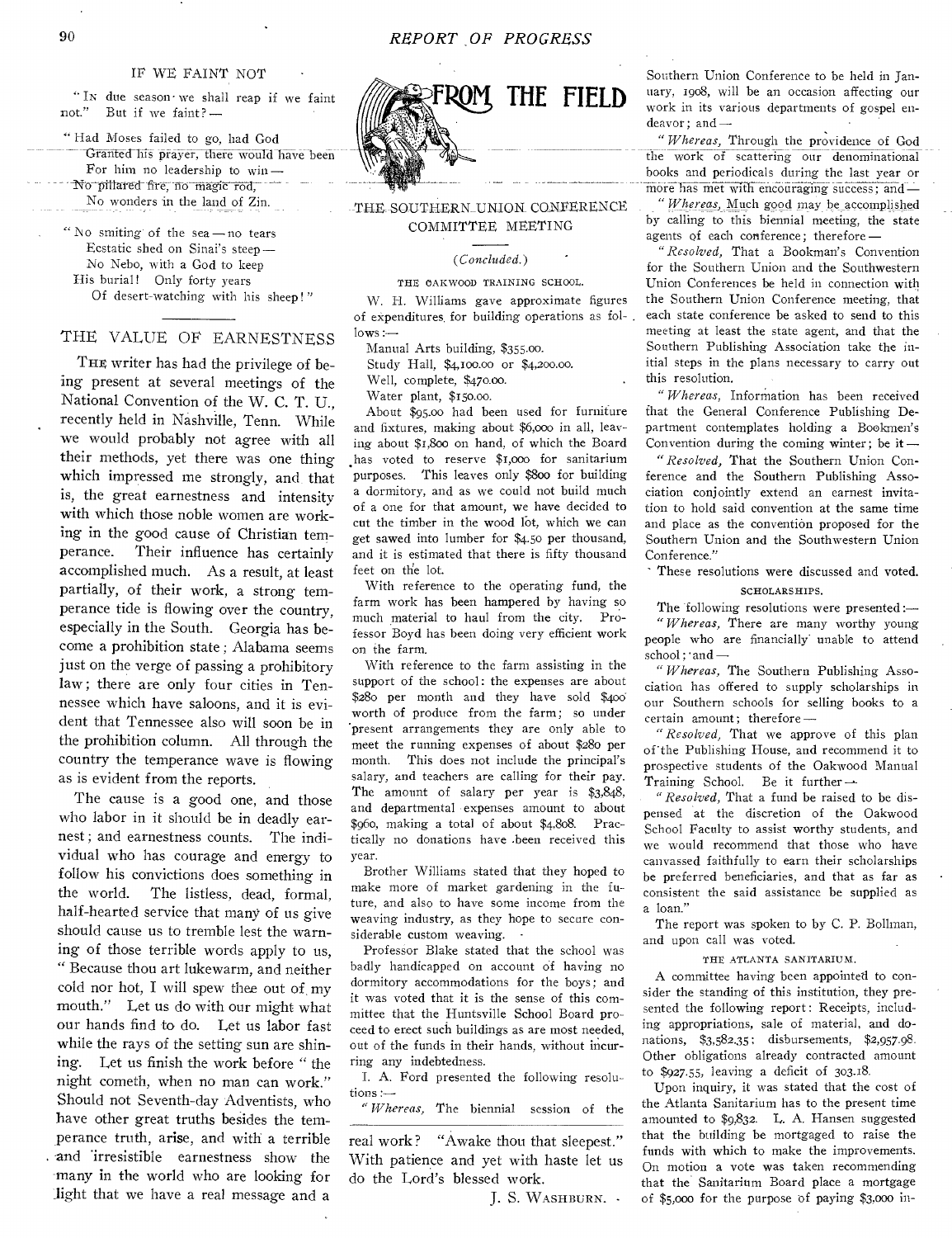## IF WE FAINT NOT

"In due season we shall reap if we faint not." But if we faint? —

"Had Moses failed to go, had God
Granted his prayer, there would have been
For him no leadership to win —
No pillared fire, no magic rod,
No wonders in the land of Zin.

"No smiting of the sea — no tears
Ecstatic shed on Sinai's steep —
No Nebo, with a God to keep
His burial! Only forty years
Of desert-watching with his sheep!"

## THE VALUE OF EARNESTNESS

The writer has had the privilege of being present at several meetings of the National Convention of the W. C. T. U., recently held in Nashville, Tenn. While we would probably not agree with all their methods, yet there was one thing which impressed me strongly, and that is, the great earnestness and intensity with which those noble women are working in the good cause of Christian temperance. Their influence has certainly accomplished much. As a result, at least partially, of their work, a strong temperance tide is flowing over the country, especially in the South. Georgia has become a prohibition state; Alabama seems just on the verge of passing a prohibitory law; there are only four cities in Tennessee which have saloons, and it is evident that Tennessee also will soon be in the prohibition column. All through the country the temperance wave is flowing as is evident from the reports.

The cause is a good one, and those who labor in it should be in deadly earnest; and earnestness counts. The individual who has courage and energy to follow his convictions does something in the world. The listless, dead, formal, half-hearted service that many of us give should cause us to tremble lest the warning of those terrible words apply to us, "Because thou art lukewarm, and neither cold nor hot, I will spew thee out of my mouth." Let us do with our might what our hands find to do. Let us labor fast while the rays of the setting sun are shining. Let us finish the work before "the night cometh, when no man can work." Should not Seventh-day Adventists, who have other great truths besides the temperance truth, arise, and with a terrible and irresistible earnestness show the many in the world who are looking for light that we have a real message and a real work? "Awake thou that sleepest." With patience and yet with haste let us do the Lord's blessed work.

J. S. Washburn.

# FROM THE FIELD

## THE SOUTHERN UNION CONFERENCE COMMITTEE MEETING

*(Concluded.)*

### THE OAKWOOD TRAINING SCHOOL.

W. H. Williams gave approximate figures of expenditures for building operations as follows:—

Manual Arts building, $355.00.
Study Hall, $4,100.00 or $4,200.00.
Well, complete, $470.00.
Water plant, $150.00.

About $95.00 had been used for furniture and fixtures, making about $6,000 in all, leaving about $1,800 on hand, of which the Board has voted to reserve $1,000 for sanitarium purposes. This leaves only $800 for building a dormitory, and as we could not build much of a one for that amount, we have decided to cut the timber in the wood lot, which we can get sawed into lumber for $4.50 per thousand, and it is estimated that there is fifty thousand feet on the lot.

With reference to the operating fund, the farm work has been hampered by having so much material to haul from the city. Professor Boyd has been doing very efficient work on the farm.

With reference to the farm assisting in the support of the school: the expenses are about $280 per month and they have sold $400 worth of produce from the farm; so under present arrangements they are only able to meet the running expenses of about $280 per month. This does not include the principal's salary, and teachers are calling for their pay. The amount of salary per year is $3,848, and departmental expenses amount to about $960, making a total of about $4,808. Practically no donations have been received this year.

Brother Williams stated that they hoped to make more of market gardening in the future, and also to have some income from the weaving industry, as they hope to secure considerable custom weaving.

Professor Blake stated that the school was badly handicapped on account of having no dormitory accommodations for the boys; and it was voted that it is the sense of this committee that the Huntsville School Board proceed to erect such buildings as are most needed, out of the funds in their hands, without incurring any indebtedness.

I. A. Ford presented the following resolutions:—

"*Whereas,* The biennial session of the Southern Union Conference to be held in January, 1908, will be an occasion affecting our work in its various departments of gospel endeavor; and —

"*Whereas,* Through the providence of God the work of scattering our denominational books and periodicals during the last year or more has met with encouraging success; and —

"*Whereas,* Much good may be accomplished by calling to this biennial meeting, the state agents of each conference; therefore —

"*Resolved,* That a Bookman's Convention for the Southern Union and the Southwestern Union Conferences be held in connection with the Southern Union Conference meeting, that each state conference be asked to send to this meeting at least the state agent, and that the Southern Publishing Association take the initial steps in the plans necessary to carry out this resolution.

"*Whereas,* Information has been received that the General Conference Publishing Department contemplates holding a Bookmen's Convention during the coming winter; be it —

"*Resolved,* That the Southern Union Conference and the Southern Publishing Association conjointly extend an earnest invitation to hold said convention at the same time and place as the convention proposed for the Southern Union and the Southwestern Union Conference."

These resolutions were discussed and voted.

### SCHOLARSHIPS.

The following resolutions were presented:—

"*Whereas,* There are many worthy young people who are financially unable to attend school; and —

"*Whereas,* The Southern Publishing Association has offered to supply scholarships in our Southern schools for selling books to a certain amount; therefore —

"*Resolved,* That we approve of this plan of the Publishing House, and recommend it to prospective students of the Oakwood Manual Training School. Be it further —

"*Resolved,* That a fund be raised to be dispensed at the discretion of the Oakwood School Faculty to assist worthy students, and we would recommend that those who have canvassed faithfully to earn their scholarships be preferred beneficiaries, and that as far as consistent the said assistance be supplied as a loan."

The report was spoken to by C. P. Bollman, and upon call was voted.

### THE ATLANTA SANITARIUM.

A committee having been appointed to consider the standing of this institution, they presented the following report: Receipts, including appropriations, sale of material, and donations, $3,582.35; disbursements, $2,957.98. Other obligations already contracted amount to $927.55, leaving a deficit of 303.18.

Upon inquiry, it was stated that the cost of the Atlanta Sanitarium has to the present time amounted to $9,832. L. A. Hansen suggested that the building be mortgaged to raise the funds with which to make the improvements. On motion a vote was taken recommending that the Sanitarium Board place a mortgage of $5,000 for the purpose of paying $3,000 in-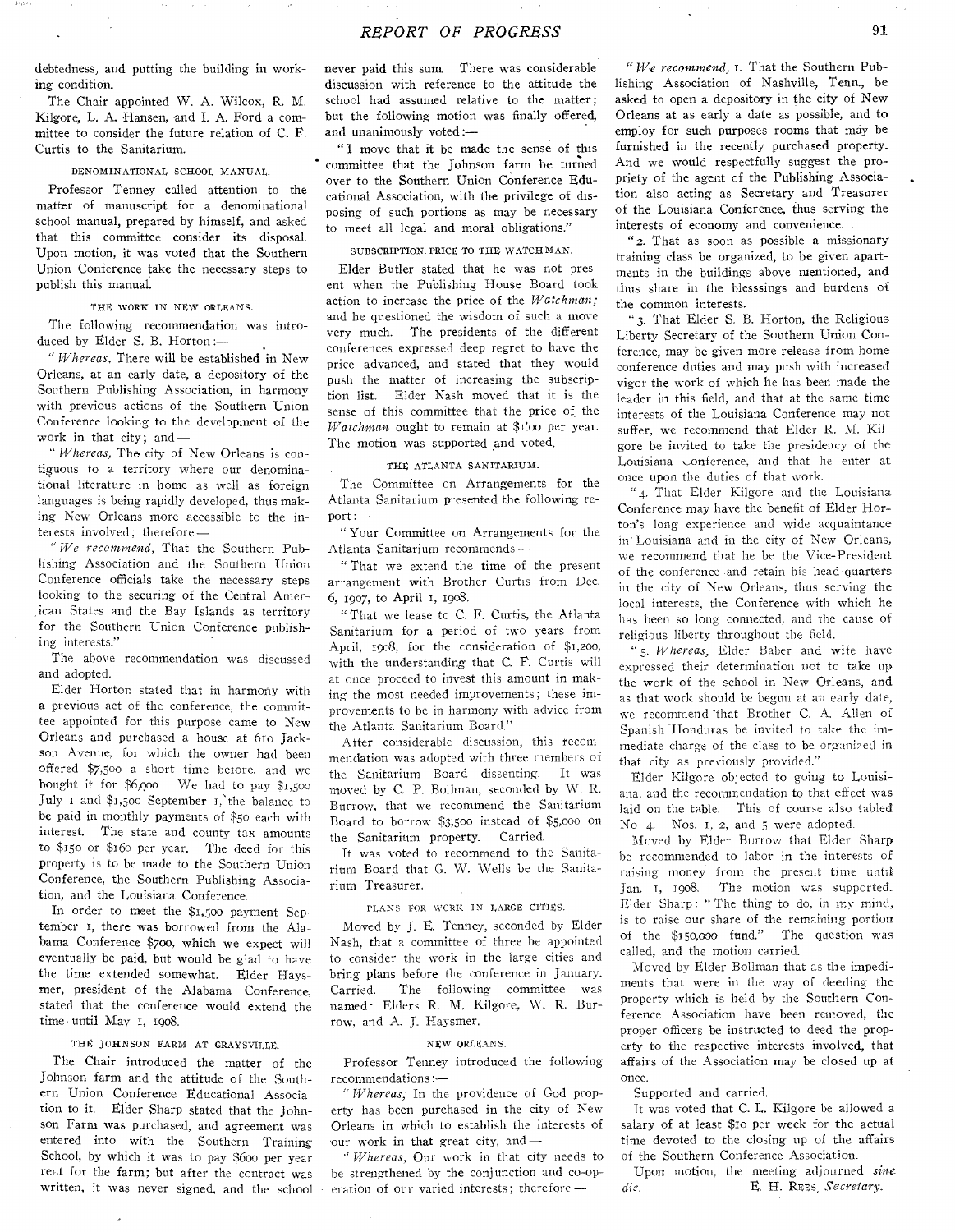debtedness, and putting the building in working condition.

The Chair appointed W. A. Wilcox, R. M. Kilgore, L. A. Hansen, and I. A. Ford a committee to consider the future relation of C. F. Curtis to the Sanitarium.

### DENOMINATIONAL SCHOOL MANUAL.

Professor Tenney called attention to the matter of manuscript for a denominational school manual, prepared by himself, and asked that this committee consider its disposal. Upon motion, it was voted that the Southern Union Conference take the necessary steps to publish this manual.

### THE WORK IN NEW ORLEANS.

The following recommendation was introduced by Elder S. B. Horton:—

"*Whereas*, There will be established in New Orleans, at an early date, a depository of the Southern Publishing Association, in harmony with previous actions of the Southern Union Conference looking to the development of the work in that city; and—

"*Whereas*, The city of New Orleans is contiguous to a territory where our denominational literature in home as well as foreign languages is being rapidly developed, thus making New Orleans more accessible to the interests involved; therefore—

"*We recommend*, That the Southern Publishing Association and the Southern Union Conference officials take the necessary steps looking to the securing of the Central American States and the Bay Islands as territory for the Southern Union Conference publishing interests."

The above recommendation was discussed and adopted.

Elder Horton stated that in harmony with a previous act of the conference, the committee appointed for this purpose came to New Orleans and purchased a house at 610 Jackson Avenue, for which the owner had been offered $7,500 a short time before, and we bought it for $6,000. We had to pay $1,500 July 1 and $1,500 September 1, the balance to be paid in monthly payments of $50 each with interest. The state and county tax amounts to $150 or $160 per year. The deed for this property is to be made to the Southern Union Conference, the Southern Publishing Association, and the Louisiana Conference.

In order to meet the $1,500 payment September 1, there was borrowed from the Alabama Conference $700, which we expect will eventually be paid, but would be glad to have the time extended somewhat. Elder Haysmer, president of the Alabama Conference, stated that the conference would extend the time until May 1, 1908.

### THE JOHNSON FARM AT GRAYSVILLE.

The Chair introduced the matter of the Johnson farm and the attitude of the Southern Union Conference Educational Association to it. Elder Sharp stated that the Johnson Farm was purchased, and agreement was entered into with the Southern Training School, by which it was to pay $600 per year rent for the farm; but after the contract was written, it was never signed, and the school never paid this sum. There was considerable discussion with reference to the attitude the school had assumed relative to the matter; but the following motion was finally offered, and unanimously voted:—

"I move that it be made the sense of this committee that the Johnson farm be turned over to the Southern Union Conference Educational Association, with the privilege of disposing of such portions as may be necessary to meet all legal and moral obligations."

### SUBSCRIPTION PRICE TO THE WATCHMAN.

Elder Butler stated that he was not present when the Publishing House Board took action to increase the price of the *Watchman;* and he questioned the wisdom of such a move very much. The presidents of the different conferences expressed deep regret to have the price advanced, and stated that they would push the matter of increasing the subscription list. Elder Nash moved that it is the sense of this committee that the price of the *Watchman* ought to remain at $1.00 per year. The motion was supported and voted.

### THE ATLANTA SANITARIUM.

The Committee on Arrangements for the Atlanta Sanitarium presented the following report:—

"Your Committee on Arrangements for the Atlanta Sanitarium recommends—

"That we extend the time of the present arrangement with Brother Curtis from Dec. 6, 1907, to April 1, 1908.

"That we lease to C. F. Curtis, the Atlanta Sanitarium for a period of two years from April, 1908, for the consideration of $1,200, with the understanding that C. F. Curtis will at once proceed to invest this amount in making the most needed improvements; these improvements to be in harmony with advice from the Atlanta Sanitarium Board."

After considerable discussion, this recommendation was adopted with three members of the Sanitarium Board dissenting. It was moved by C. P. Bollman, seconded by W. R. Burrow, that we recommend the Sanitarium Board to borrow $3,500 instead of $5,000 on the Sanitarium property. Carried.

It was voted to recommend to the Sanitarium Board that G. W. Wells be the Sanitarium Treasurer.

### PLANS FOR WORK IN LARGE CITIES.

Moved by J. E. Tenney, seconded by Elder Nash, that a committee of three be appointed to consider the work in the large cities and bring plans before the conference in January. Carried. The following committee was named: Elders R. M. Kilgore, W. R. Burrow, and A. J. Haysmer.

### NEW ORLEANS.

Professor Tenney introduced the following recommendations:—

"*Whereas*, In the providence of God property has been purchased in the city of New Orleans in which to establish the interests of our work in that great city, and—

"*Whereas*, Our work in that city needs to be strengthened by the conjunction and co-operation of our varied interests; therefore—

"*We recommend*, 1. That the Southern Publishing Association of Nashville, Tenn., be asked to open a depository in the city of New Orleans at as early a date as possible, and to employ for such purposes rooms that may be furnished in the recently purchased property. And we would respectfully suggest the propriety of the agent of the Publishing Association also acting as Secretary and Treasurer of the Louisiana Conference, thus serving the interests of economy and convenience.

"2. That as soon as possible a missionary training class be organized, to be given apartments in the buildings above mentioned, and thus share in the blesssings and burdens of the common interests.

"3. That Elder S. B. Horton, the Religious Liberty Secretary of the Southern Union Conference, may be given more release from home conference duties and may push with increased vigor the work of which he has been made the leader in this field, and that at the same time interests of the Louisiana Conference may not suffer, we recommend that Elder R. M. Kilgore be invited to take the presidency of the Louisiana Conference, and that he enter at once upon the duties of that work.

"4. That Elder Kilgore and the Louisiana Conference may have the benefit of Elder Horton's long experience and wide acquaintance in Louisiana and in the city of New Orleans, we recommend that he be the Vice-President of the conference and retain his head-quarters in the city of New Orleans, thus serving the local interests, the Conference with which he has been so long connected, and the cause of religious liberty throughout the field.

"5. *Whereas*, Elder Baber and wife have expressed their determination not to take up the work of the school in New Orleans, and as that work should be begun at an early date, we recommend that Brother C. A. Allen of Spanish Honduras be invited to take the immediate charge of the class to be organized in that city as previously provided."

Elder Kilgore objected to going to Louisiana, and the recommendation to that effect was laid on the table. This of course also tabled No 4. Nos. 1, 2, and 5 were adopted.

Moved by Elder Burrow that Elder Sharp be recommended to labor in the interests of raising money from the present time until Jan. 1, 1908. The motion was supported. Elder Sharp: "The thing to do, in my mind, is to raise our share of the remaining portion of the $150,000 fund." The question was called, and the motion carried.

Moved by Elder Bollman that as the impediments that were in the way of deeding the property which is held by the Southern Conference Association have been removed, the proper officers be instructed to deed the property to the respective interests involved, that affairs of the Association may be closed up at once.

Supported and carried.

It was voted that C. L. Kilgore be allowed a salary of at least $10 per week for the actual time devoted to the closing up of the affairs of the Southern Conference Association.

Upon motion, the meeting adjourned *sine die*.

E. H. REES, *Secretary*.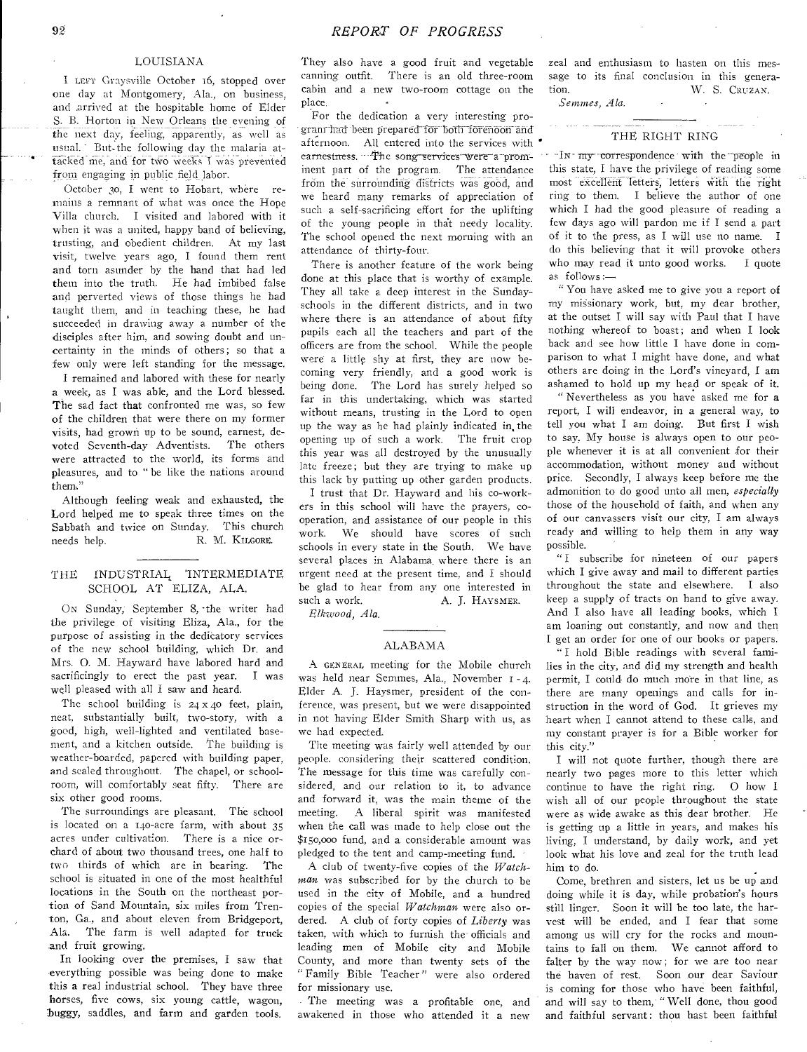## LOUISIANA

I left Graysville October 16, stopped over one day at Montgomery, Ala., on business, and arrived at the hospitable home of Elder S. B. Horton in New Orleans the evening of the next day, feeling, apparently, as well as usual. But the following day the malaria attacked me, and for two weeks I was prevented from engaging in public field labor.

October 30, I went to Hobart, where remains a remnant of what was once the Hope Villa church. I visited and labored with it when it was a united, happy band of believing, trusting, and obedient children. At my last visit, twelve years ago, I found them rent and torn asunder by the hand that had led them into the truth. He had imbibed false and perverted views of those things he had taught them, and in teaching these, he had succeeded in drawing away a number of the disciples after him, and sowing doubt and uncertainty in the minds of others; so that a few only were left standing for the message.

I remained and labored with these for nearly a week, as I was able, and the Lord blessed. The sad fact that confronted me was, so few of the children that were there on my former visits, had grown up to be sound, earnest, devoted Seventh-day Adventists. The others were attracted to the world, its forms and pleasures, and to "be like the nations around them."

Although feeling weak and exhausted, the Lord helped me to speak three times on the Sabbath and twice on Sunday. This church needs help.

R. M. Kilgore.

## THE INDUSTRIAL INTERMEDIATE SCHOOL AT ELIZA, ALA.

On Sunday, September 8, the writer had the privilege of visiting Eliza, Ala., for the purpose of assisting in the dedicatory services of the new school building, which Dr. and Mrs. O. M. Hayward have labored hard and sacrificingly to erect the past year. I was well pleased with all I saw and heard.

The school building is 24 x 40 feet, plain, neat, substantially built, two-story, with a good, high, well-lighted and ventilated basement, and a kitchen outside. The building is weather-boarded, papered with building paper, and sealed throughout. The chapel, or schoolroom, will comfortably seat fifty. There are six other good rooms.

The surroundings are pleasant. The school is located on a 140-acre farm, with about 35 acres under cultivation. There is a nice orchard of about two thousand trees, one half to two thirds of which are in bearing. The school is situated in one of the most healthful locations in the South on the northeast portion of Sand Mountain, six miles from Trenton, Ga., and about eleven from Bridgeport, Ala. The farm is well adapted for truck and fruit growing.

In looking over the premises, I saw that everything possible was being done to make this a real industrial school. They have three horses, five cows, six young cattle, wagon, buggy, saddles, and farm and garden tools. They also have a good fruit and vegetable canning outfit. There is an old three-room cabin and a new two-room cottage on the place.

For the dedication a very interesting program had been prepared for both forenoon and afternoon. All entered into the services with earnestness. The song services were a prominent part of the program. The attendance from the surrounding districts was good, and we heard many remarks of appreciation of such a self-sacrificing effort for the uplifting of the young people in that needy locality. The school opened the next morning with an attendance of thirty-four.

There is another feature of the work being done at this place that is worthy of example. They all take a deep interest in the Sunday-schools in the different districts, and in two where there is an attendance of about fifty pupils each all the teachers and part of the officers are from the school. While the people were a little shy at first, they are now becoming very friendly, and a good work is being done. The Lord has surely helped so far in this undertaking, which was started without means, trusting in the Lord to open up the way as he had plainly indicated in the opening up of such a work. The fruit crop this year was all destroyed by the unusually late freeze; but they are trying to make up this lack by putting up other garden products.

I trust that Dr. Hayward and his co-workers in this school will have the prayers, cooperation, and assistance of our people in this work. We should have scores of such schools in every state in the South. We have several places in Alabama where there is an urgent need at the present time, and I should be glad to hear from any one interested in such a work.

A. J. Haysmer.

*Elkwood, Ala.*

## ALABAMA

A general meeting for the Mobile church was held near Semmes, Ala., November 1-4. Elder A. J. Haysmer, president of the conference, was present, but we were disappointed in not having Elder Smith Sharp with us, as we had expected.

The meeting was fairly well attended by our people, considering their scattered condition. The message for this time was carefully considered, and our relation to it, to advance and forward it, was the main theme of the meeting. A liberal spirit was manifested when the call was made to help close out the $150,000 fund, and a considerable amount was pledged to the tent and camp-meeting fund.

A club of twenty-five copies of the *Watchman* was subscribed for by the church to be used in the city of Mobile, and a hundred copies of the special *Watchman* were also ordered. A club of forty copies of *Liberty* was taken, with which to furnish the officials and leading men of Mobile city and Mobile County, and more than twenty sets of the "Family Bible Teacher" were also ordered for missionary use.

The meeting was a profitable one, and awakened in those who attended it a new zeal and enthusiasm to hasten on this message to its final conclusion in this generation.

W. S. Cruzan.

*Semmes, Ala.*

## THE RIGHT RING

In my correspondence with the people in this state, I have the privilege of reading some most excellent letters, letters with the right ring to them. I believe the author of one which I had the good pleasure of reading a few days ago will pardon me if I send a part of it to the press, as I will use no name. I do this believing that it will provoke others who may read it unto good works. I quote as follows:—

"You have asked me to give you a report of my missionary work, but, my dear brother, at the outset I will say with Paul that I have nothing whereof to boast; and when I look back and see how little I have done in comparison to what I might have done, and what others are doing in the Lord's vineyard, I am ashamed to hold up my head or speak of it.

"Nevertheless as you have asked me for a report, I will endeavor, in a general way, to tell you what I am doing. But first I wish to say, My house is always open to our people whenever it is at all convenient for their accommodation, without money and without price. Secondly, I always keep before me the admonition to do good unto all men, *especially* those of the household of faith, and when any of our canvassers visit our city, I am always ready and willing to help them in any way possible.

"I subscribe for nineteen of our papers which I give away and mail to different parties throughout the state and elsewhere. I also keep a supply of tracts on hand to give away. And I also have all leading books, which I am loaning out constantly, and now and then I get an order for one of our books or papers.

"I hold Bible readings with several families in the city, and did my strength and health permit, I could do much more in that line, as there are many openings and calls for instruction in the word of God. It grieves my heart when I cannot attend to these calls, and my constant prayer is for a Bible worker for this city."

I will not quote further, though there are nearly two pages more to this letter which continue to have the right ring. O how I wish all of our people throughout the state were as wide awake as this dear brother. He is getting up a little in years, and makes his living, I understand, by daily work, and yet look what his love and zeal for the truth lead him to do.

Come, brethren and sisters, let us be up and doing while it is day, while probation's hours still linger. Soon it will be too late, the harvest will be ended, and I fear that some among us will cry for the rocks and mountains to fall on them. We cannot afford to falter by the way now; for we are too near the haven of rest. Soon our dear Saviour is coming for those who have been faithful, and will say to them, "Well done, thou good and faithful servant: thou hast been faithful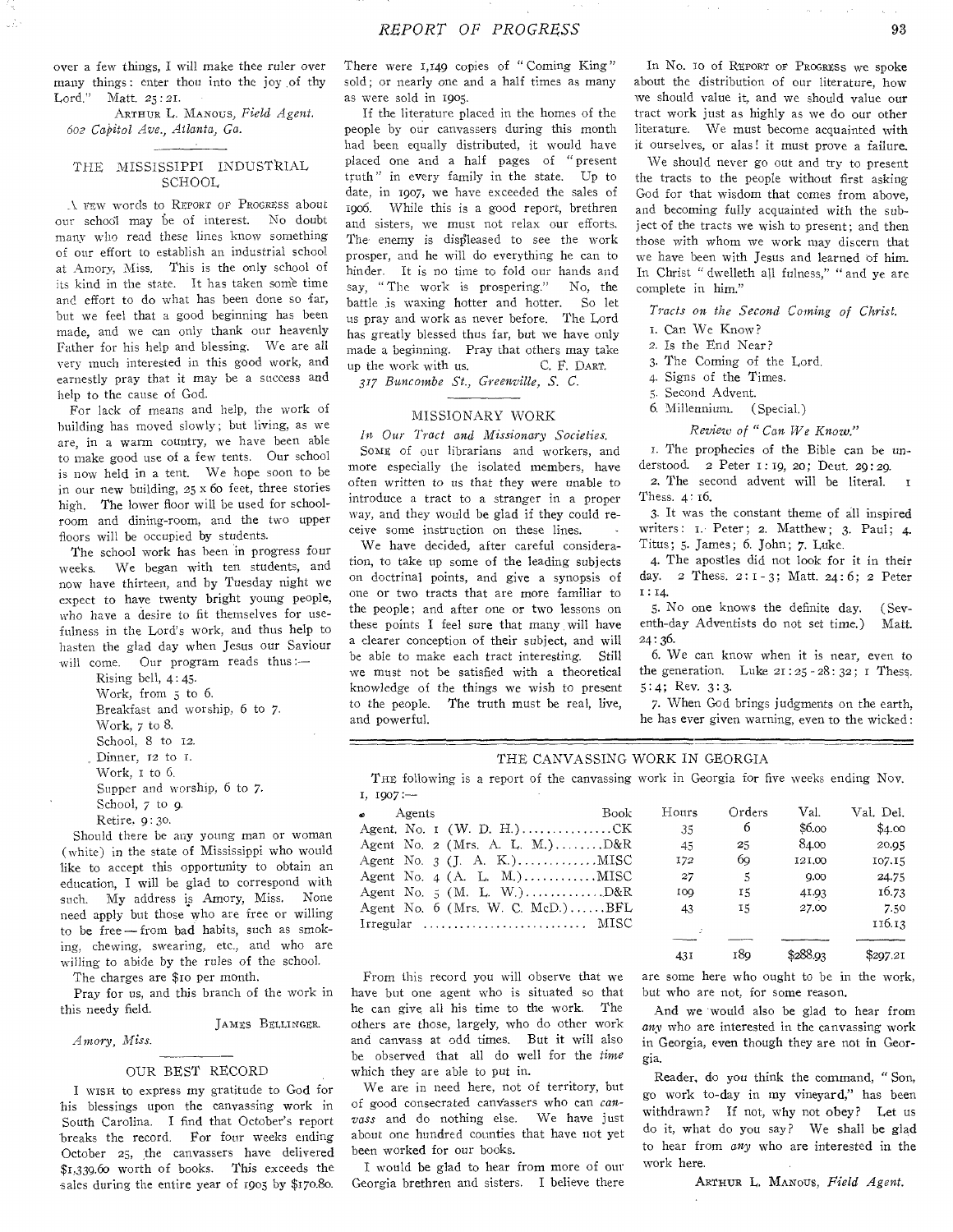over a few things, I will make thee ruler over many things: enter thou into the joy of thy Lord." Matt. 25:21.

ARTHUR L. MANOUS, *Field Agent.*

*602 Capitol Ave., Atlanta, Ga.*

## THE MISSISSIPPI INDUSTRIAL SCHOOL

A FEW words to REPORT OF PROGRESS about our school may be of interest. No doubt many who read these lines know something of our effort to establish an industrial school at Amory, Miss. This is the only school of its kind in the state. It has taken some time and effort to do what has been done so far, but we feel that a good beginning has been made, and we can only thank our heavenly Father for his help and blessing. We are all very much interested in this good work, and earnestly pray that it may be a success and help to the cause of God.

For lack of means and help, the work of building has moved slowly; but living, as we are, in a warm country, we have been able to make good use of a few tents. Our school is now held in a tent. We hope soon to be in our new building, 25 x 60 feet, three stories high. The lower floor will be used for schoolroom and dining-room, and the two upper floors will be occupied by students.

The school work has been in progress four weeks. We began with ten students, and now have thirteen, and by Tuesday night we expect to have twenty bright young people, who have a desire to fit themselves for usefulness in the Lord's work, and thus help to hasten the glad day when Jesus our Saviour will come. Our program reads thus:—

Rising bell, 4:45.
Work, from 5 to 6.
Breakfast and worship, 6 to 7.
Work, 7 to 8.
School, 8 to 12.
Dinner, 12 to 1.
Work, 1 to 6.
Supper and worship, 6 to 7.
School, 7 to 9.
Retire, 9:30.

Should there be any young man or woman (white) in the state of Mississippi who would like to accept this opportunity to obtain an education, I will be glad to correspond with such. My address is Amory, Miss. None need apply but those who are free or willing to be free—from bad habits, such as smoking, chewing, swearing, etc., and who are willing to abide by the rules of the school.

The charges are $10 per month.

Pray for us, and this branch of the work in this needy field.

JAMES BELLINGER.

*Amory, Miss.*

## OUR BEST RECORD

I WISH to express my gratitude to God for his blessings upon the canvassing work in South Carolina. I find that October's report breaks the record. For four weeks ending October 25, the canvassers have delivered $1,339.60 worth of books. This exceeds the sales during the entire year of 1905 by $170.80. There were 1,149 copies of "Coming King" sold; or nearly one and a half times as many as were sold in 1905.

If the literature placed in the homes of the people by our canvassers during this month had been equally distributed, it would have placed one and a half pages of "present truth" in every family in the state. Up to date, in 1907, we have exceeded the sales of 1906. While this is a good report, brethren and sisters, we must not relax our efforts. The enemy is displeased to see the work prosper, and he will do everything he can to hinder. It is no time to fold our hands and say, "The work is prospering." No, the battle is waxing hotter and hotter. So let us pray and work as never before. The Lord has greatly blessed thus far, but we have only made a beginning. Pray that others may take up the work with us.

C. F. DART.

*317 Buncombe St., Greenville, S. C.*

## MISSIONARY WORK

*In Our Tract and Missionary Societies.*

SOME of our librarians and workers, and more especially the isolated members, have often written to us that they were unable to introduce a tract to a stranger in a proper way, and they would be glad if they could receive some instruction on these lines.

We have decided, after careful consideration, to take up some of the leading subjects on doctrinal points, and give a synopsis of one or two tracts that are more familiar to the people; and after one or two lessons on these points I feel sure that many will have a clearer conception of their subject, and will be able to make each tract interesting. Still we must not be satisfied with a theoretical knowledge of the things we wish to present to the people. The truth must be real, live, and powerful.

In No. 10 of REPORT OF PROGRESS we spoke about the distribution of our literature, how we should value it, and we should value our tract work just as highly as we do our other literature. We must become acquainted with it ourselves, or alas! it must prove a failure.

We should never go out and try to present the tracts to the people without first asking God for that wisdom that comes from above, and becoming fully acquainted with the subject of the tracts we wish to present; and then those with whom we work may discern that we have been with Jesus and learned of him. In Christ "dwelleth all fulness," "and ye are complete in him."

*Tracts on the Second Coming of Christ.*

1. Can We Know?
2. Is the End Near?
3. The Coming of the Lord.
4. Signs of the Times.
5. Second Advent.
6. Millennium. (Special.)

*Review of "Can We Know."*

1. The prophecies of the Bible can be understood. 2 Peter 1:19, 20; Deut. 29:29.

2. The second advent will be literal. 1 Thess. 4:16.

3. It was the constant theme of all inspired writers: 1. Peter; 2. Matthew; 3. Paul; 4. Titus; 5. James; 6. John; 7. Luke.

4. The apostles did not look for it in their day. 2 Thess. 2:1-3; Matt. 24:6; 2 Peter 1:14.

5. No one knows the definite day. (Seventh-day Adventists do not set time.) Matt. 24:36.

6. We can know when it is near, even to the generation. Luke 21:25-28:32; 1 Thess. 5:4; Rev. 3:3.

7. When God brings judgments on the earth, he has ever given warning, even to the wicked:

## THE CANVASSING WORK IN GEORGIA

THE following is a report of the canvassing work in Georgia for five weeks ending Nov. 1, 1907:—

| Agents | Book | Hours | Orders | Val. | Val. Del. |
|---|---|---|---|---|---|
| Agent No. 1 (W. D. H.) | CK | 35 | 6 | $6.00 | $4.00 |
| Agent No. 2 (Mrs. A. L. M.) | D&R | 45 | 25 | 84.00 | 20.95 |
| Agent No. 3 (J. A. K.) | MISC | 172 | 69 | 121.00 | 107.15 |
| Agent No. 4 (A. L. M.) | MISC | 27 | 5 | 9.00 | 24.75 |
| Agent No. 5 (M. L. W.) | D&R | 109 | 15 | 41.93 | 16.73 |
| Agent No. 6 (Mrs. W. C. McD.) | BFL | 43 | 15 | 27.00 | 7.50 |
| Irregular | MISC | | | | 116.13 |
| | | 431 | 189 | $288.93 | $297.21 |

From this record you will observe that we have but one agent who is situated so that he can give all his time to the work. The others are those, largely, who do other work and canvass at odd times. But it will also be observed that all do well for the *time* which they are able to put in.

We are in need here, not of territory, but of good consecrated canvassers who can *canvass* and do nothing else. We have just about one hundred counties that have not yet been worked for our books.

I would be glad to hear from more of our Georgia brethren and sisters. I believe there are some here who ought to be in the work, but who are not, for some reason.

And we would also be glad to hear from *any* who are interested in the canvassing work in Georgia, even though they are not in Georgia.

Reader, do you think the command, "Son, go work to-day in my vineyard," has been withdrawn? If not, why not obey? Let us do it, what do you say? We shall be glad to hear from *any* who are interested in the work here.

ARTHUR L. MANOUS, *Field Agent.*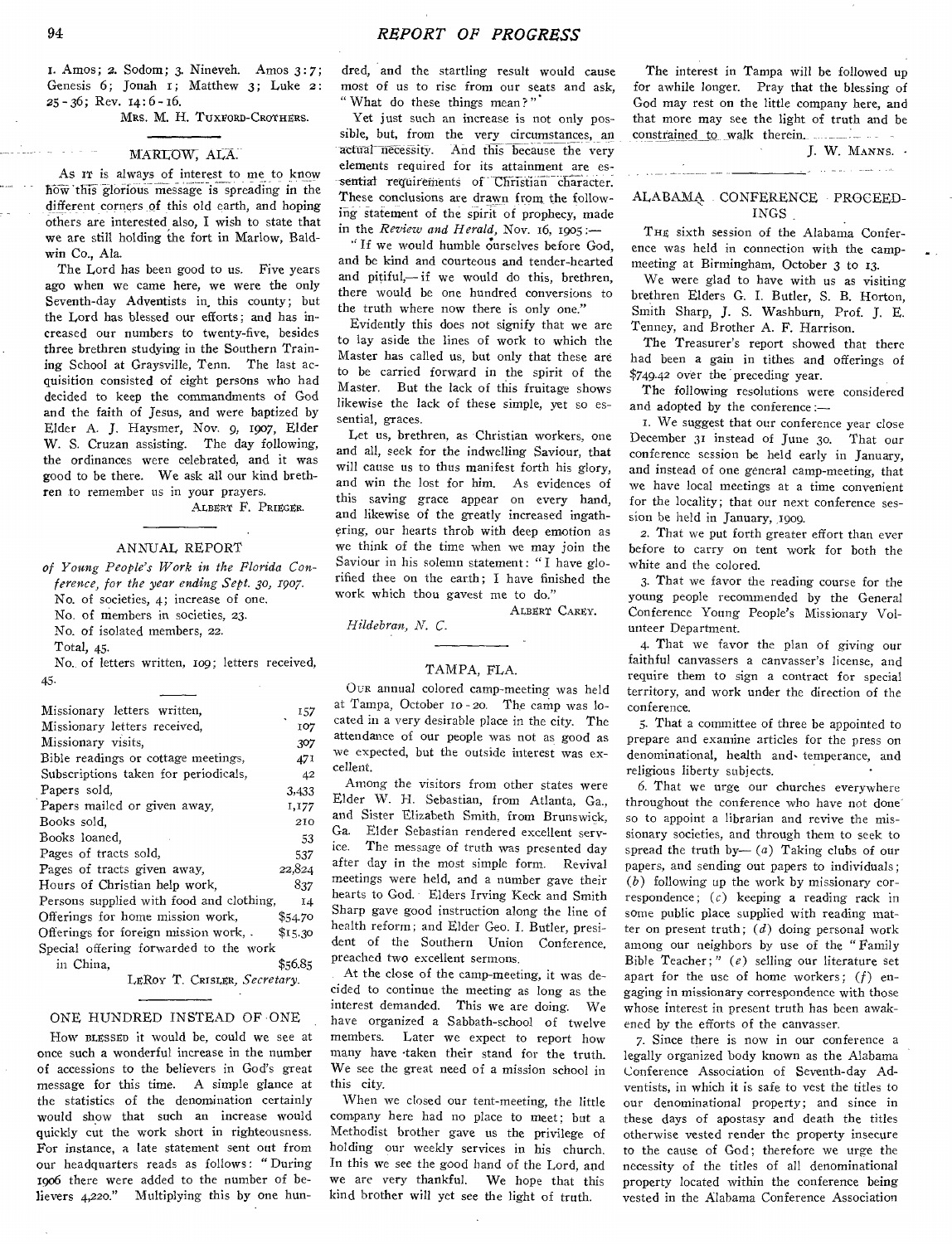1. Amos; 2. Sodom; 3. Nineveh. Amos 3:7; Genesis 6; Jonah 1; Matthew 3; Luke 2: 25-36; Rev. 14:6-16.

MRS. M. H. TUXFORD-CROTHERS.

## MARLOW, ALA.

As IT is always of interest to me to know how this glorious message is spreading in the different corners of this old earth, and hoping others are interested also, I wish to state that we are still holding the fort in Marlow, Baldwin Co., Ala.

The Lord has been good to us. Five years ago when we came here, we were the only Seventh-day Adventists in this county; but the Lord has blessed our efforts; and has increased our numbers to twenty-five, besides three brethren studying in the Southern Training School at Graysville, Tenn. The last acquisition consisted of eight persons who had decided to keep the commandments of God and the faith of Jesus, and were baptized by Elder A. J. Haysmer, Nov. 9, 1907, Elder W. S. Cruzan assisting. The day following, the ordinances were celebrated, and it was good to be there. We ask all our kind brethren to remember us in your prayers.

ALBERT F. PRIEGER.

## ANNUAL REPORT

*of Young People's Work in the Florida Conference, for the year ending Sept. 30, 1907.*

No. of societies, 4; increase of one.

No. of members in societies, 23.

No. of isolated members, 22.

Total, 45.

No. of letters written, 109; letters received, 45.

| | |
|---|---|
| Missionary letters written, | 157 |
| Missionary letters received, | 107 |
| Missionary visits, | 307 |
| Bible readings or cottage meetings, | 471 |
| Subscriptions taken for periodicals, | 42 |
| Papers sold, | 3,433 |
| Papers mailed or given away, | 1,177 |
| Books sold, | 210 |
| Books loaned, | 53 |
| Pages of tracts sold, | 537 |
| Pages of tracts given away, | 22,824 |
| Hours of Christian help work, | 837 |
| Persons supplied with food and clothing, | 14 |
| Offerings for home mission work, | $54.70 |
| Offerings for foreign mission work, | $15.30 |
| Special offering forwarded to the work in China, | $56.85 |

LEROY T. CRISLER, *Secretary.*

## ONE HUNDRED INSTEAD OF ONE

How BLESSED it would be, could we see at once such a wonderful increase in the number of accessions to the believers in God's great message for this time. A simple glance at the statistics of the denomination certainly would show that such an increase would quickly cut the work short in righteousness. For instance, a late statement sent out from our headquarters reads as follows: "During 1906 there were added to the number of believers 4,220." Multiplying this by one hundred, and the startling result would cause most of us to rise from our seats and ask, "What do these things mean?"

Yet just such an increase is not only possible, but, from the very circumstances, an actual necessity. And this because the very elements required for its attainment are essential requirements of Christian character. These conclusions are drawn from the following statement of the spirit of prophecy, made in the *Review and Herald*, Nov. 16, 1905:—

"If we would humble ourselves before God, and be kind and courteous and tender-hearted and pitiful,—if we would do this, brethren, there would be one hundred conversions to the truth where now there is only one."

Evidently this does not signify that we are to lay aside the lines of work to which the Master has called us, but only that these are to be carried forward in the spirit of the Master. But the lack of this fruitage shows likewise the lack of these simple, yet so essential, graces.

Let us, brethren, as Christian workers, one and all, seek for the indwelling Saviour, that will cause us to thus manifest forth his glory, and win the lost for him. As evidences of this saving grace appear on every hand, and likewise of the greatly increased ingathering, our hearts throb with deep emotion as we think of the time when we may join the Saviour in his solemn statement: "I have glorified thee on the earth; I have finished the work which thou gavest me to do."

ALBERT CAREY.

*Hildebran, N. C.*

## TAMPA, FLA.

OUR annual colored camp-meeting was held at Tampa, October 10-20. The camp was located in a very desirable place in the city. The attendance of our people was not as good as we expected, but the outside interest was excellent.

Among the visitors from other states were Elder W. H. Sebastian, from Atlanta, Ga., and Sister Elizabeth Smith, from Brunswick, Ga. Elder Sebastian rendered excellent service. The message of truth was presented day after day in the most simple form. Revival meetings were held, and a number gave their hearts to God. Elders Irving Keck and Smith Sharp gave good instruction along the line of health reform; and Elder Geo. I. Butler, president of the Southern Union Conference, preached two excellent sermons.

At the close of the camp-meeting, it was decided to continue the meeting as long as the interest demanded. This we are doing. We have organized a Sabbath-school of twelve members. Later we expect to report how many have taken their stand for the truth. We see the great need of a mission school in this city.

When we closed our tent-meeting, the little company here had no place to meet; but a Methodist brother gave us the privilege of holding our weekly services in his church. In this we see the good hand of the Lord, and we are very thankful. We hope that this kind brother will yet see the light of truth.

The interest in Tampa will be followed up for awhile longer. Pray that the blessing of God may rest on the little company here, and that more may see the light of truth and be constrained to walk therein.

J. W. MANNS.

## ALABAMA CONFERENCE PROCEEDINGS

THE sixth session of the Alabama Conference was held in connection with the camp-meeting at Birmingham, October 3 to 13.

We were glad to have with us as visiting brethren Elders G. I. Butler, S. B. Horton, Smith Sharp, J. S. Washburn, Prof. J. E. Tenney, and Brother A. F. Harrison.

The Treasurer's report showed that there had been a gain in tithes and offerings of $749.42 over the preceding year.

The following resolutions were considered and adopted by the conference:—

1. We suggest that our conference year close December 31 instead of June 30. That our conference session be held early in January, and instead of one general camp-meeting, that we have local meetings at a time convenient for the locality; that our next conference session be held in January, 1909.

2. That we put forth greater effort than ever before to carry on tent work for both the white and the colored.

3. That we favor the reading course for the young people recommended by the General Conference Young People's Missionary Volunteer Department.

4. That we favor the plan of giving our faithful canvassers a canvasser's license, and require them to sign a contract for special territory, and work under the direction of the conference.

5. That a committee of three be appointed to prepare and examine articles for the press on denominational, health and temperance, and religious liberty subjects.

6. That we urge our churches everywhere throughout the conference who have not done so to appoint a librarian and revive the missionary societies, and through them to seek to spread the truth by— (*a*) Taking clubs of our papers, and sending out papers to individuals; (*b*) following up the work by missionary correspondence; (*c*) keeping a reading rack in some public place supplied with reading matter on present truth; (*d*) doing personal work among our neighbors by use of the "Family Bible Teacher;" (*e*) selling our literature set apart for the use of home workers; (*f*) engaging in missionary correspondence with those whose interest in present truth has been awakened by the efforts of the canvasser.

7. Since there is now in our conference a legally organized body known as the Alabama Conference Association of Seventh-day Adventists, in which it is safe to vest the titles to our denominational property; and since in these days of apostasy and death the titles otherwise vested render the property insecure to the cause of God; therefore we urge the necessity of the titles of all denominational property located within the conference being vested in the Alabama Conference Association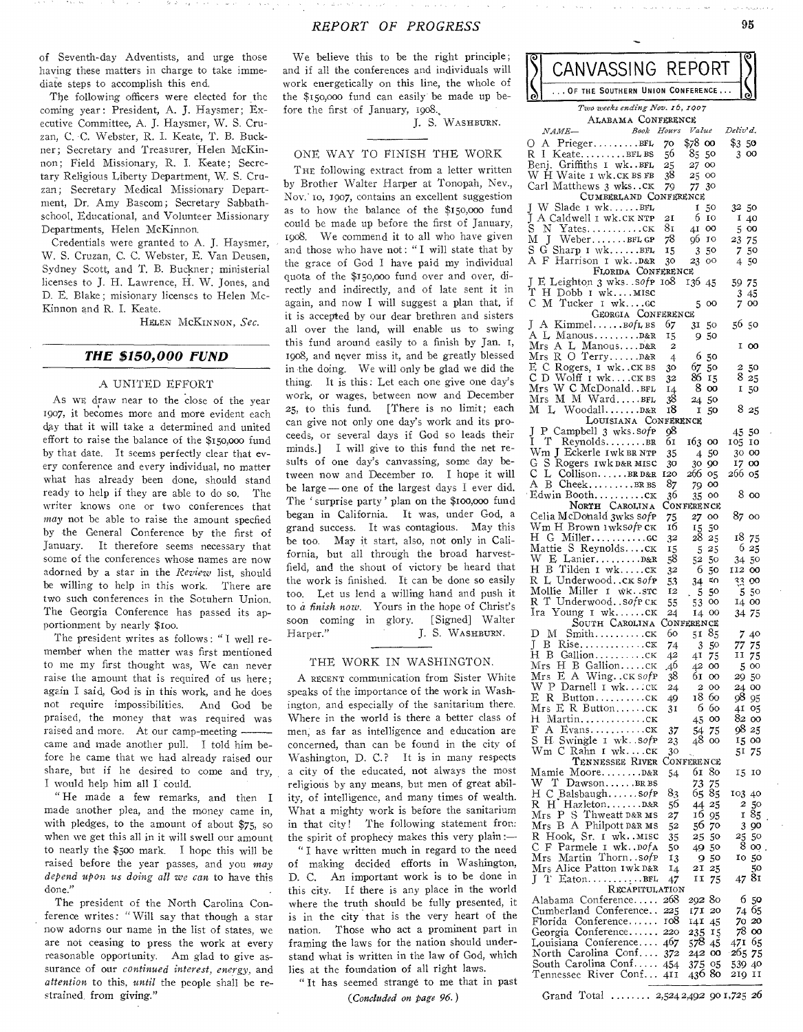of Seventh-day Adventists, and urge those having these matters in charge to take immediate steps to accomplish this end.

The following officers were elected for the coming year: President, A. J. Haysmer; Executive Committee, A. J. Haysmer, W. S. Cruzan, C. C. Webster, R. I. Keate, T. B. Buckner; Secretary and Treasurer, Helen McKinnon; Field Missionary, R. I. Keate; Secretary Religious Liberty Department, W. S. Cruzan; Secretary Medical Missionary Department, Dr. Amy Bascom; Secretary Sabbath-school, Educational, and Volunteer Missionary Departments, Helen McKinnon.

Credentials were granted to A. J. Haysmer, W. S. Cruzan, C. C. Webster, E. Van Deusen, Sydney Scott, and T. B. Buckner; ministerial licenses to J. H. Lawrence, H. W. Jones, and D. E. Blake; missionary licenses to Helen McKinnon and R. I. Keate.

HELEN MCKINNON, *Sec.*

## THE $150,000 FUND

### A UNITED EFFORT

As we draw near to the close of the year 1907, it becomes more and more evident each day that it will take a determined and united effort to raise the balance of the $150,000 fund by that date. It seems perfectly clear that every conference and every individual, no matter what has already been done, should stand ready to help if they are able to do so. The writer knows one or two conferences that *may* not be able to raise the amount specfied by the General Conference by the first of January. It therefore seems necessary that some of the conferences whose names are now adorned by a star in the *Review* list, should be willing to help in this work. There are two such conferences in the Sotuhern Union. The Georgia Conference has passed its apportionment by nearly $100.

The president writes as follows: "I well remember when the matter was first mentioned to me my first thought was, We can never raise the amount that is required of us here; again I said, God is in this work, and he does not require impossibilities. And God be praised, the money that was required was raised and more. At our camp-meeting ——— came and made another pull. I told him before he came that we had already raised our share, but if he desired to come and try, I would help him all I could.

"He made a few remarks, and then I made another plea, and the money came in, with pledges, to the amount of about $75, so when we get this all in it will swell our amount to nearly the $500 mark. I hope this will be raised before the year passes, and you *may depend upon us doing all we can* to have this done."

The president of the North Carolina Conference writes: "Will say that though a star now adorns our name in the list of states, we are not ceasing to press the work at every reasonable opportunity. Am glad to give assurance of our *continued interest, energy,* and *attention* to this, *until* the people shall be restrained from giving."

We believe this to be the right principle; and if all the conferences and individuals will work energetically on this line, the whole of the $150,000 fund can easily be made up before the first of January, 1908.

J. S. WASHBURN.

### ONE WAY TO FINISH THE WORK

THE following extract from a letter written by Brother Walter Harper at Tonopah, Nev., Nov. 10, 1907, contains an excellent suggestion as to how the balance of the $150,000 fund could be made up before the first of January, 1908. We commend it to all who have given and those who have not: "I will state that by the grace of God I have paid my individual quota of the $150,000 fund over and over, directly and indirectly, and of late sent it in again, and now I will suggest a plan that, if it is accepted by our dear brethren and sisters all over the land, will enable us to swing this fund around easily to a finish by Jan. 1, 1908, and never miss it, and be greatly blessed in the doing. We will only be glad we did the thing. It is this: Let each one give one day's work, or wages, between now and December 25, to this fund. [There is no limit; each can give not only one day's work and its proceeds, or several days if God so leads their minds.] I will give to this fund the net results of one day's canvassing, some day between now and December 10. I hope it will be large — one of the largest days I ever did. The 'surprise party' plan on the $100,000 fund began in California. It was, under God, a grand success. It was contagious. May this be too. May it start, also, not only in California, but all through the broad harvest-field, and the shout of victory be heard that the work is finished. It can be done so easily too. Let us lend a willing hand and push it to *a finish now*. Yours in the hope of Christ's soon coming in glory. [Signed] Walter Harper." J. S. WASHBURN.

### THE WORK IN WASHINGTON

A RECENT communication from Sister White speaks of the importance of the work in Washington, and especially of the sanitarium there. Where in the world is there a better class of men, as far as intelligence and education are concerned, than can be found in the city of Washington, D. C.? It is in many respects a city of the educated, not always the most religious by any means, but men of great ability, of intelligence, and many times of wealth. What a mighty work is before the sanitarium in that city! The following statement from the spirit of prophecy makes this very plain:—

"I have written much in regard to the need of making decided efforts in Washington, D. C. An important work is to be done in this city. If there is any place in the world where the truth should be fully presented, it is in the city that is the very heart of the nation. Those who act a prominent part in framing the laws for the nation should understand what is written in the law of God, which lies at the foundation of all right laws.

"It has seemed strange to me that in past

(*Concluded on page 96.*)

## CANVASSING REPORT

... OF THE SOUTHERN UNION CONFERENCE ...

*Two weeks ending Nov. 16, 1907*

| NAME— | Book | Hours | Value | Deliv'd. |
|---|---|---|---|---|
| **ALABAMA CONFERENCE** | | | | |
| O A Prieger | BFL | 70 | $78 00 | $3 50 |
| R I Keate | BFL BS | 56 | 85 50 | 3 00 |
| Benj. Griffiths 1 wk. | BFL | 25 | 27 00 | |
| W H Waite 1 wk. | CK BS FB | 38 | 25 00 | |
| Carl Matthews 3 wks. | CK | 79 | 77 30 | |
| **CUMBERLAND CONFERENCE** | | | | |
| J W Slade 1 wk. | BFL | | 1 50 | 32 50 |
| J A Caldwell 1 wk. | CK NTP | 21 | 6 10 | 1 40 |
| S N Yates | CK | 81 | 41 00 | 5 00 |
| M J Weber | BFL GP | 78 | 96 10 | 23 75 |
| S G Sharp 1 wk. | BFL | 15 | 3 50 | 7 50 |
| A F Harrison 1 wk. | D&R | 30 | 23 00 | 4 50 |
| **FLORIDA CONFERENCE** | | | | |
| J E Leighton 3 wks. | SofP | 108 | 136 45 | 59 75 |
| T H Dobb 1 wk. | MISC | | | 3 45 |
| C M Tucker 1 wk. | GC | | 5 00 | 7 00 |
| **GEORGIA CONFERENCE** | | | | |
| J A Kimmel | BofL BS | 67 | 31 50 | 56 50 |
| A L Manous | D&R | 15 | 9 50 | |
| Mrs A L Manous | D&R | 2 | | 1 00 |
| Mrs R O Terry | D&R | 4 | 6 50 | |
| E C Rogers, 1 wk. | CK BS | 30 | 67 50 | 2 50 |
| C D Wolff 1 wk. | CK BS | 32 | 86 15 | 8 25 |
| Mrs W C McDonald | BFL | 14 | 8 00 | 1 50 |
| Mrs M M Ward | BFL | 38 | 24 50 | |
| M L Woodall | D&R | 18 | 1 50 | 8 25 |
| **LOUISIANA CONFERENCE** | | | | |
| J P Campbell 3 wks. | SofP | 98 | | 45 50 |
| I T Reynolds | BR | 61 | 163 00 | 105 10 |
| Wm J Eckerle 1 wk | BR NTP | 35 | 4 50 | 30 00 |
| G S Rogers 1 wk | D&R MISC | 30 | 30 90 | 17 00 |
| C L Collison | BR D&R | 120 | 266 05 | 266 05 |
| A B Cheek | BR BS | 87 | 79 00 | |
| Edwin Booth | CK | 36 | 35 00 | 8 00 |
| **NORTH CAROLINA CONFERENCE** | | | | |
| Celia McDonald 3 wks | SofP | 75 | 27 00 | 87 00 |
| Wm H Brown 1 wk | SofP CK | 16 | 15 50 | |
| H G Miller | GC | 32 | 28 25 | 18 75 |
| Mattie S Reynolds | CK | 15 | 5 25 | 6 25 |
| W E Lanier | D&R | 58 | 52 50 | 34 50 |
| H B Tilden 1 wk. | CK | 32 | 6 50 | 112 00 |
| R L Underwood. | CK SofP | 53 | 34 50 | 33 00 |
| Mollie Miller 1 wk. | STC | 12 | 5 50 | 5 50 |
| R T Underwood. | SofP CK | 55 | 53 00 | 14 00 |
| Ira Young 1 wk. | CK | 24 | 14 00 | 34 75 |
| **SOUTH CAROLINA CONFERENCE** | | | | |
| D M Smith | CK | 60 | 51 85 | 7 40 |
| J B Rise | CK | 74 | 3 50 | 77 75 |
| H B Gallion | CK | 42 | 41 75 | 11 75 |
| Mrs H B Gallion | CK | 46 | 42 00 | 5 00 |
| Mrs E A Wing. | CK SofP | 38 | 61 00 | 29 50 |
| W P Darnell 1 wk. | CK | 24 | 2 00 | 24 00 |
| E R Button | CK | 49 | 18 60 | 98 95 |
| Mrs E R Button | CK | 31 | 6 60 | 41 05 |
| H Martin | CK | | 45 00 | 82 00 |
| F A Evans | CK | 37 | 54 75 | 98 25 |
| S H Swingle 1 wk. | SofP | 23 | 48 00 | 15 00 |
| Wm C Rahn 1 wk. | CK | 30 | | 51 75 |
| **TENNESSEE RIVER CONFERENCE** | | | | |
| Mamie Moore | D&R | 54 | 61 80 | 15 10 |
| W T Dawson | BR BS | | 73 75 | |
| H C Balsbaugh | SofP | 83 | 65 85 | 103 40 |
| R H Hazleton | D&R | 56 | 44 25 | 2 50 |
| Mrs P S Thweatt | D&R MS | 27 | 16 95 | 1 85 |
| Mrs B A Philpott | D&R MS | 52 | 56 70 | 3 90 |
| R Hook, Sr. 1 wk. | MISC | 35 | 25 50 | 25 50 |
| C F Parmele 1 wk. | DofA | 50 | 49 50 | 8 00 |
| Mrs Martin Thorn. | SofP | 13 | 9 50 | 10 50 |
| Mrs Alice Patton 1 wk | D&R | 14 | 21 25 | 50 |
| J T Eaton | BFL | 47 | 11 75 | 47 81 |
| **RECAPITULATION** | | | | |
| Alabama Conference | | 268 | 292 80 | 6 50 |
| Cumberland Conference | | 225 | 171 20 | 74 65 |
| Florida Conference | | 108 | 141 45 | 70 20 |
| Georgia Conference | | 220 | 235 15 | 78 00 |
| Louisiana Conference | | 467 | 578 45 | 471 65 |
| North Carolina Conf. | | 372 | 242 00 | 265 75 |
| South Carolina Conf. | | 454 | 375 05 | 539 40 |
| Tennessee River Conf. | | 411 | 436 80 | 219 11 |
| Grand Total | | 2,524 | 2,492 90 | 1,725 26 |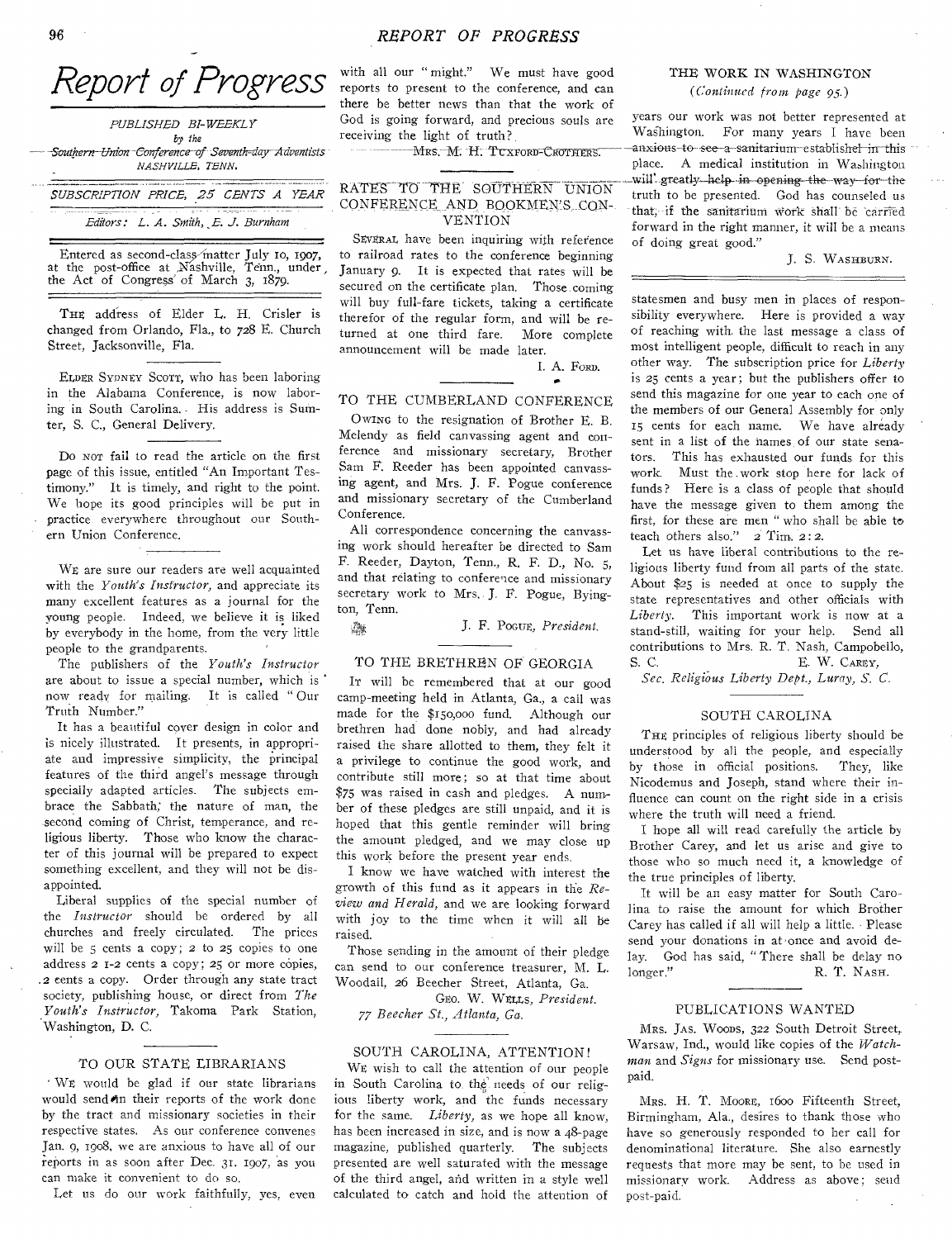# Report of Progress

*PUBLISHED BI-WEEKLY*
*by the*
*Southern Union Conference of Seventh-day Adventists*
*NASHVILLE, TENN.*

*SUBSCRIPTION PRICE, 25 CENTS A YEAR*

*Editors: L. A. Smith, E. J. Burnham*

Entered as second-class matter July 10, 1907, at the post-office at Nashville, Tenn., under the Act of Congress of March 3, 1879.

THE address of Elder L. H. Crisler is changed from Orlando, Fla., to 728 E. Church Street, Jacksonville, Fla.

ELDER SYDNEY SCOTT, who has been laboring in the Alabama Conference, is now laboring in South Carolina. His address is Sumter, S. C., General Delivery.

DO NOT fail to read the article on the first page of this issue, entitled "An Important Testimony." It is timely, and right to the point. We hope its good principles will be put in practice everywhere throughout our Southern Union Conference.

WE are sure our readers are well acquainted with the *Youth's Instructor,* and appreciate its many excellent features as a journal for the young people. Indeed, we believe it is liked by everybody in the home, from the very little people to the grandparents.

The publishers of the *Youth's Instructor* are about to issue a special number, which is now ready for mailing. It is called "Our Truth Number."

It has a beautiful cover design in color and is nicely illustrated. It presents, in appropriate and impressive simplicity, the principal features of the third angel's message through specially adapted articles. The subjects embrace the Sabbath, the nature of man, the second coming of Christ, temperance, and religious liberty. Those who know the character of this journal will be prepared to expect something excellent, and they will not be disappointed.

Liberal supplies of the special number of the *Instructor* should be ordered by all churches and freely circulated. The prices will be 5 cents a copy; 2 to 25 copies to one address 2 1-2 cents a copy; 25 or more copies, 2 cents a copy. Order through any state tract society, publishing house, or direct from *The Youth's Instructor,* Takoma Park Station, Washington, D. C.

## TO OUR STATE LIBRARIANS

WE would be glad if our state librarians would send in their reports of the work done by the tract and missionary societies in their respective states. As our conference convenes Jan. 9, 1908, we are anxious to have all of our reports in as soon after Dec. 31. 1907, as you can make it convenient to do so.

Let us do our work faithfully, yes, even with all our "might." We must have good reports to present to the conference, and can there be better news than that the work of God is going forward, and precious souls are receiving the light of truth?

MRS. M. H. TUXFORD-CROTHERS.

## RATES TO THE SOUTHERN UNION CONFERENCE AND BOOKMEN'S CONVENTION

SEVERAL have been inquiring with reference to railroad rates to the conference beginning January 9. It is expected that rates will be secured on the certificate plan. Those coming will buy full-fare tickets, taking a certificate therefor of the regular form, and will be returned at one third fare. More complete announcement will be made later.

I. A. FORD.

## TO THE CUMBERLAND CONFERENCE

OWING to the resignation of Brother E. B. Melendy as field canvassing agent and conference and missionary secretary, Brother Sam F. Reeder has been appointed canvassing agent, and Mrs. J. F. Pogue conference and missionary secretary of the Cumberland Conference.

All correspondence concerning the canvassing work should hereafter be directed to Sam F. Reeder, Dayton, Tenn., R. F. D., No. 5, and that relating to conference and missionary secretary work to Mrs. J. F. Pogue, Byington, Tenn.

J. F. POGUE, *President.*

## TO THE BRETHREN OF GEORGIA

IT will be remembered that at our good camp-meeting held in Atlanta, Ga., a call was made for the $150,000 fund. Although our brethren had done nobly, and had already raised the share allotted to them, they felt it a privilege to continue the good work, and contribute still more; so at that time about $75 was raised in cash and pledges. A number of these pledges are still unpaid, and it is hoped that this gentle reminder will bring the amount pledged, and we may close up this work before the present year ends.

I know we have watched with interest the growth of this fund as it appears in the *Review and Herald,* and we are looking forward with joy to the time when it will all be raised.

Those sending in the amount of their pledge can send to our conference treasurer, M. L. Woodall, 26 Beecher Street, Atlanta, Ga.

GEO. W. WELLS, *President.*
*77 Beecher St., Atlanta, Ga.*

## SOUTH CAROLINA, ATTENTION!

WE wish to call the attention of our people in South Carolina to the needs of our religious liberty work, and the funds necessary for the same. *Liberty,* as we hope all know, has been increased in size, and is now a 48-page magazine, published quarterly. The subjects presented are well saturated with the message of the third angel, and written in a style well calculated to catch and hold the attention of statesmen and busy men in places of responsibility everywhere. Here is provided a way of reaching with the last message a class of most intelligent people, difficult to reach in any other way. The subscription price for *Liberty* is 25 cents a year; but the publishers offer to send this magazine for one year to each one of the members of our General Assembly for only 15 cents for each name. We have already sent in a list of the names of our state senators. This has exhausted our funds for this work. Must the work stop here for lack of funds? Here is a class of people that should have the message given to them among the first, for these are men "who shall be able to teach others also." 2 Tim. 2:2.

Let us have liberal contributions to the religious liberty fund from all parts of the state. About $25 is needed at once to supply the state representatives and other officials with *Liberty.* This important work is now at a stand-still, waiting for your help. Send all contributions to Mrs. R. T. Nash, Campobello, S. C.

E. W. CAREY,
*Sec. Religious Liberty Dept., Luray, S. C.*

## THE WORK IN WASHINGTON

*(Continued from page 95.)*

years our work was not better represented at Washington. For many years I have been anxious to see a sanitarium established in this place. A medical institution in Washington will greatly help in opening the way for the truth to be presented. God has counseled us that, if the sanitarium work shall be carried forward in the right manner, it will be a means of doing great good."

J. S. WASHBURN.

## SOUTH CAROLINA

THE principles of religious liberty should be understood by all the people, and especially by those in official positions. They, like Nicodemus and Joseph, stand where their influence can count on the right side in a crisis where the truth will need a friend.

I hope all will read carefully the article by Brother Carey, and let us arise and give to those who so much need it, a knowledge of the true principles of liberty.

It will be an easy matter for South Carolina to raise the amount for which Brother Carey has called if all will help a little. Please send your donations in at once and avoid delay. God has said, "There shall be delay no longer."

R. T. NASH.

## PUBLICATIONS WANTED

MRS. JAS. WOODS, 322 South Detroit Street, Warsaw, Ind., would like copies of the *Watchman* and *Signs* for missionary use. Send postpaid.

MRS. H. T. MOORE, 1600 Fifteenth Street, Birmingham, Ala., desires to thank those who have so generously responded to her call for denominational literature. She also earnestly requests that more may be sent, to be used in missionary work. Address as above; send post-paid.